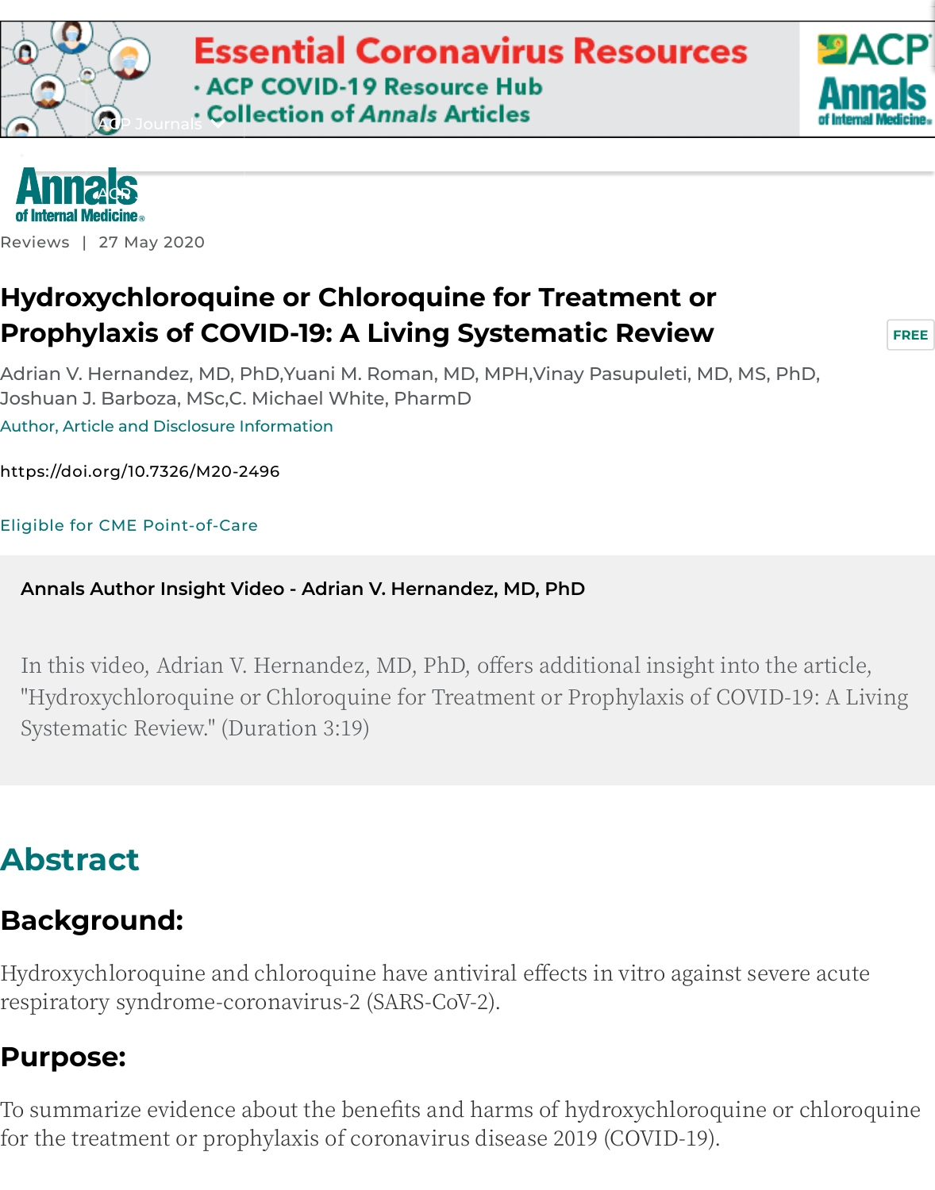Reviews | 27 May 2020

# Hydroxychloroquine or Chloroquine for Treatment or Prophylaxis of COVID-19: A Living Systematic Review

FREE

Adrian V. Hernandez, MD, PhD, Yuani M. Roman, MD, MPH, Vinay Pasupuleti, MD, MS, PhD, Joshuan J. Barboza, MSc, C. Michael White, PharmD

Author, Article and Disclosure Information

https://doi.org/10.7326/M20-2496

Eligible for CME Point-of-Care

**Annals Author Insight Video - Adrian V. Hernandez, MD, PhD**

In this video, Adrian V. Hernandez, MD, PhD, offers additional insight into the article, "Hydroxychloroquine or Chloroquine for Treatment or Prophylaxis of COVID-19: A Living Systematic Review." (Duration 3:19)

## Abstract

### Background:

Hydroxychloroquine and chloroquine have antiviral effects in vitro against severe acute respiratory syndrome-coronavirus-2 (SARS-CoV-2).

### Purpose:

To summarize evidence about the benefits and harms of hydroxychloroquine or chloroquine for the treatment or prophylaxis of coronavirus disease 2019 (COVID-19).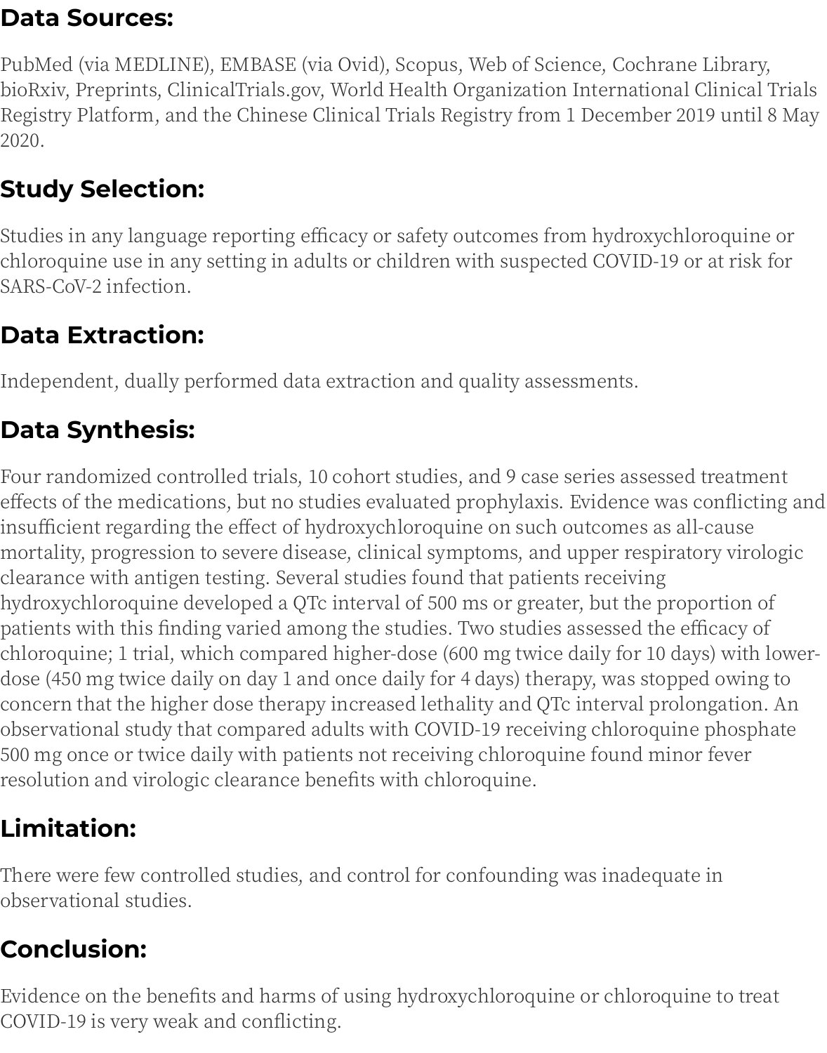## Data Sources:

PubMed (via MEDLINE), EMBASE (via Ovid), Scopus, Web of Science, Cochrane Library, bioRxiv, Preprints, ClinicalTrials.gov, World Health Organization International Clinical Trials Registry Platform, and the Chinese Clinical Trials Registry from 1 December 2019 until 8 May 2020.

## Study Selection:

Studies in any language reporting efficacy or safety outcomes from hydroxychloroquine or chloroquine use in any setting in adults or children with suspected COVID-19 or at risk for SARS-CoV-2 infection.

## Data Extraction:

Independent, dually performed data extraction and quality assessments.

## Data Synthesis:

Four randomized controlled trials, 10 cohort studies, and 9 case series assessed treatment effects of the medications, but no studies evaluated prophylaxis. Evidence was conflicting and insufficient regarding the effect of hydroxychloroquine on such outcomes as all-cause mortality, progression to severe disease, clinical symptoms, and upper respiratory virologic clearance with antigen testing. Several studies found that patients receiving hydroxychloroquine developed a QTc interval of 500 ms or greater, but the proportion of patients with this finding varied among the studies. Two studies assessed the efficacy of chloroquine; 1 trial, which compared higher-dose (600 mg twice daily for 10 days) with lower-dose (450 mg twice daily on day 1 and once daily for 4 days) therapy, was stopped owing to concern that the higher dose therapy increased lethality and QTc interval prolongation. An observational study that compared adults with COVID-19 receiving chloroquine phosphate 500 mg once or twice daily with patients not receiving chloroquine found minor fever resolution and virologic clearance benefits with chloroquine.

## Limitation:

There were few controlled studies, and control for confounding was inadequate in observational studies.

## Conclusion:

Evidence on the benefits and harms of using hydroxychloroquine or chloroquine to treat COVID-19 is very weak and conflicting.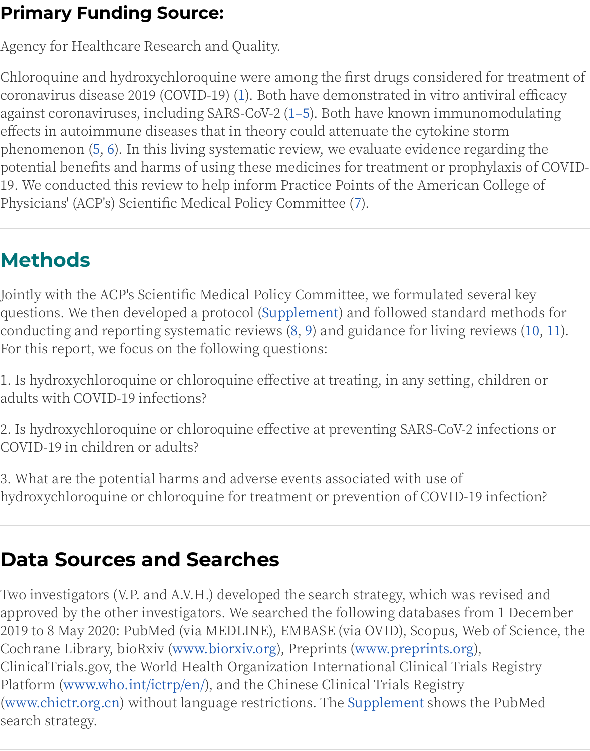## Primary Funding Source:

Agency for Healthcare Research and Quality.

Chloroquine and hydroxychloroquine were among the first drugs considered for treatment of coronavirus disease 2019 (COVID-19) (1). Both have demonstrated in vitro antiviral efficacy against coronaviruses, including SARS-CoV-2 (1–5). Both have known immunomodulating effects in autoimmune diseases that in theory could attenuate the cytokine storm phenomenon (5, 6). In this living systematic review, we evaluate evidence regarding the potential benefits and harms of using these medicines for treatment or prophylaxis of COVID-19. We conducted this review to help inform Practice Points of the American College of Physicians' (ACP's) Scientific Medical Policy Committee (7).

## Methods

Jointly with the ACP's Scientific Medical Policy Committee, we formulated several key questions. We then developed a protocol (Supplement) and followed standard methods for conducting and reporting systematic reviews (8, 9) and guidance for living reviews (10, 11). For this report, we focus on the following questions:

1. Is hydroxychloroquine or chloroquine effective at treating, in any setting, children or adults with COVID-19 infections?

2. Is hydroxychloroquine or chloroquine effective at preventing SARS-CoV-2 infections or COVID-19 in children or adults?

3. What are the potential harms and adverse events associated with use of hydroxychloroquine or chloroquine for treatment or prevention of COVID-19 infection?

## Data Sources and Searches

Two investigators (V.P. and A.V.H.) developed the search strategy, which was revised and approved by the other investigators. We searched the following databases from 1 December 2019 to 8 May 2020: PubMed (via MEDLINE), EMBASE (via OVID), Scopus, Web of Science, the Cochrane Library, bioRxiv (www.biorxiv.org), Preprints (www.preprints.org), ClinicalTrials.gov, the World Health Organization International Clinical Trials Registry Platform (www.who.int/ictrp/en/), and the Chinese Clinical Trials Registry (www.chictr.org.cn) without language restrictions. The Supplement shows the PubMed search strategy.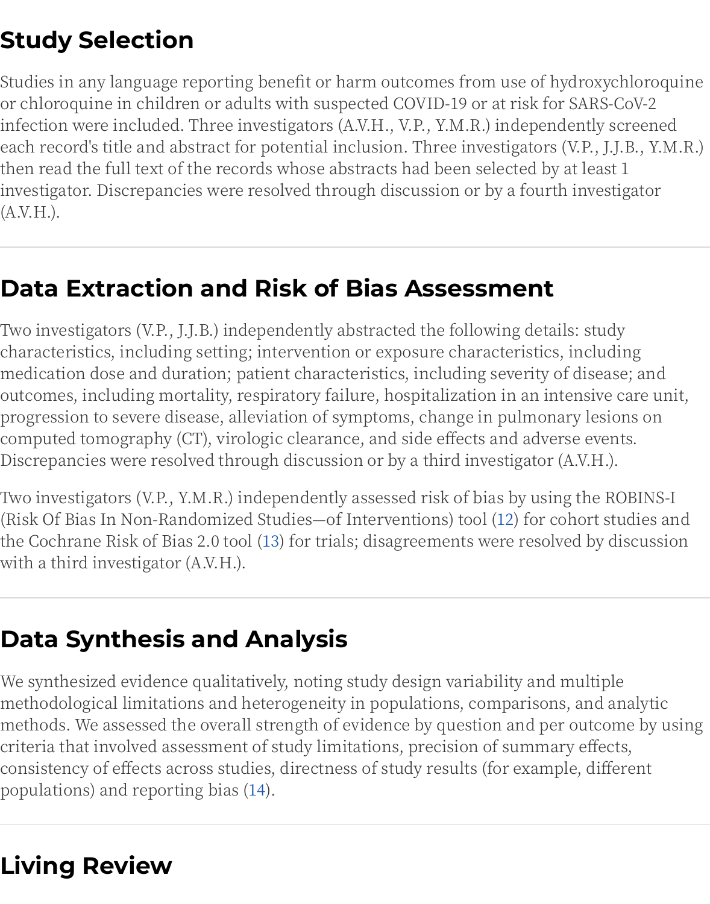## Study Selection

Studies in any language reporting benefit or harm outcomes from use of hydroxychloroquine or chloroquine in children or adults with suspected COVID-19 or at risk for SARS-CoV-2 infection were included. Three investigators (A.V.H., V.P., Y.M.R.) independently screened each record's title and abstract for potential inclusion. Three investigators (V.P., J.J.B., Y.M.R.) then read the full text of the records whose abstracts had been selected by at least 1 investigator. Discrepancies were resolved through discussion or by a fourth investigator (A.V.H.).

## Data Extraction and Risk of Bias Assessment

Two investigators (V.P., J.J.B.) independently abstracted the following details: study characteristics, including setting; intervention or exposure characteristics, including medication dose and duration; patient characteristics, including severity of disease; and outcomes, including mortality, respiratory failure, hospitalization in an intensive care unit, progression to severe disease, alleviation of symptoms, change in pulmonary lesions on computed tomography (CT), virologic clearance, and side effects and adverse events. Discrepancies were resolved through discussion or by a third investigator (A.V.H.).

Two investigators (V.P., Y.M.R.) independently assessed risk of bias by using the ROBINS-I (Risk Of Bias In Non-Randomized Studies—of Interventions) tool (12) for cohort studies and the Cochrane Risk of Bias 2.0 tool (13) for trials; disagreements were resolved by discussion with a third investigator (A.V.H.).

## Data Synthesis and Analysis

We synthesized evidence qualitatively, noting study design variability and multiple methodological limitations and heterogeneity in populations, comparisons, and analytic methods. We assessed the overall strength of evidence by question and per outcome by using criteria that involved assessment of study limitations, precision of summary effects, consistency of effects across studies, directness of study results (for example, different populations) and reporting bias (14).

## Living Review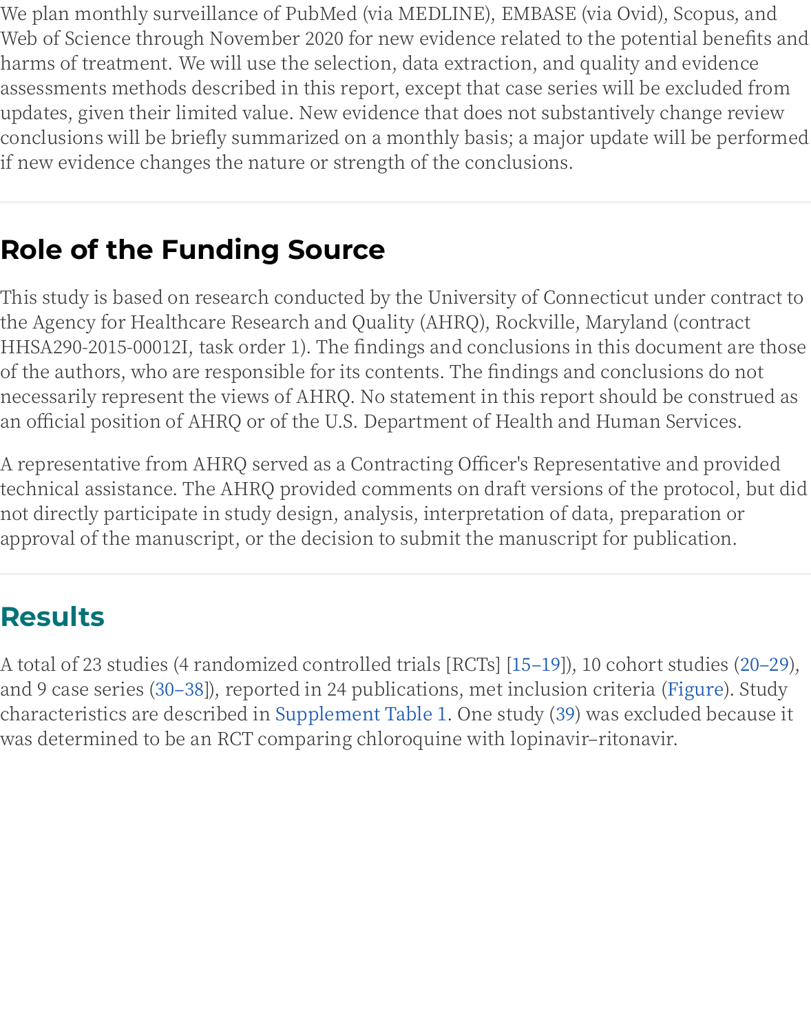We plan monthly surveillance of PubMed (via MEDLINE), EMBASE (via Ovid), Scopus, and Web of Science through November 2020 for new evidence related to the potential benefits and harms of treatment. We will use the selection, data extraction, and quality and evidence assessments methods described in this report, except that case series will be excluded from updates, given their limited value. New evidence that does not substantively change review conclusions will be briefly summarized on a monthly basis; a major update will be performed if new evidence changes the nature or strength of the conclusions.

## Role of the Funding Source

This study is based on research conducted by the University of Connecticut under contract to the Agency for Healthcare Research and Quality (AHRQ), Rockville, Maryland (contract HHSA290-2015-00012I, task order 1). The findings and conclusions in this document are those of the authors, who are responsible for its contents. The findings and conclusions do not necessarily represent the views of AHRQ. No statement in this report should be construed as an official position of AHRQ or of the U.S. Department of Health and Human Services.

A representative from AHRQ served as a Contracting Officer's Representative and provided technical assistance. The AHRQ provided comments on draft versions of the protocol, but did not directly participate in study design, analysis, interpretation of data, preparation or approval of the manuscript, or the decision to submit the manuscript for publication.

## Results

A total of 23 studies (4 randomized controlled trials [RCTs] [15–19]), 10 cohort studies (20–29), and 9 case series (30–38]), reported in 24 publications, met inclusion criteria (Figure). Study characteristics are described in Supplement Table 1. One study (39) was excluded because it was determined to be an RCT comparing chloroquine with lopinavir–ritonavir.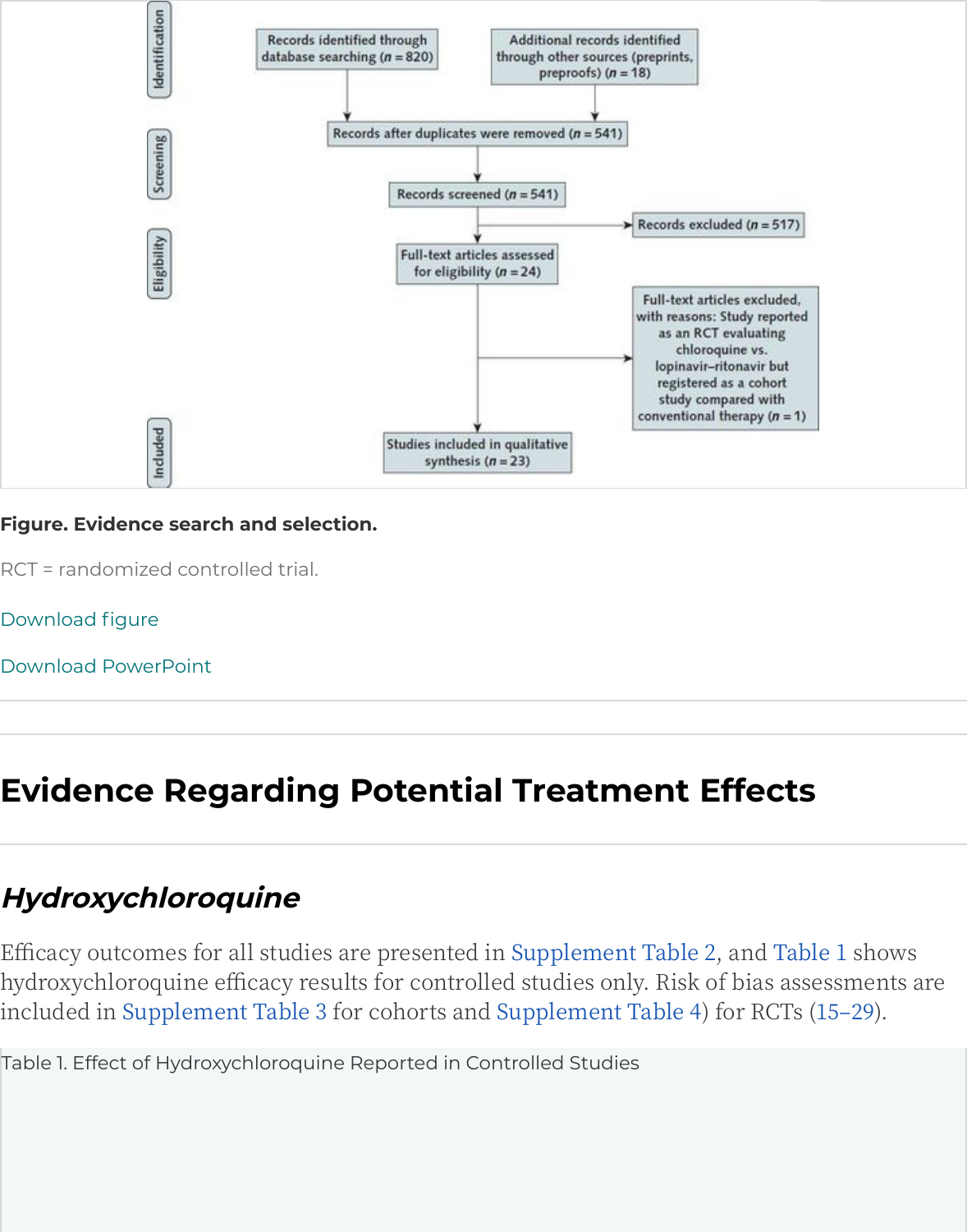Identification

Records identified through database searching (n = 820)

Additional records identified through other sources (preprints, preproofs) (n = 18)

Screening

Records after duplicates were removed (n = 541)

Records screened (n = 541)

Records excluded (n = 517)

Eligibility

Full-text articles assessed for eligibility (n = 24)

Full-text articles excluded, with reasons: Study reported as an RCT evaluating chloroquine vs. lopinavir–ritonavir but registered as a cohort study compared with conventional therapy (n = 1)

Included

Studies included in qualitative synthesis (n = 23)

**Figure. Evidence search and selection.**

RCT = randomized controlled trial.

## Evidence Regarding Potential Treatment Effects

### *Hydroxychloroquine*

Efficacy outcomes for all studies are presented in Supplement Table 2, and Table 1 shows hydroxychloroquine efficacy results for controlled studies only. Risk of bias assessments are included in Supplement Table 3 for cohorts and Supplement Table 4) for RCTs (15–29).

Table 1. Effect of Hydroxychloroquine Reported in Controlled Studies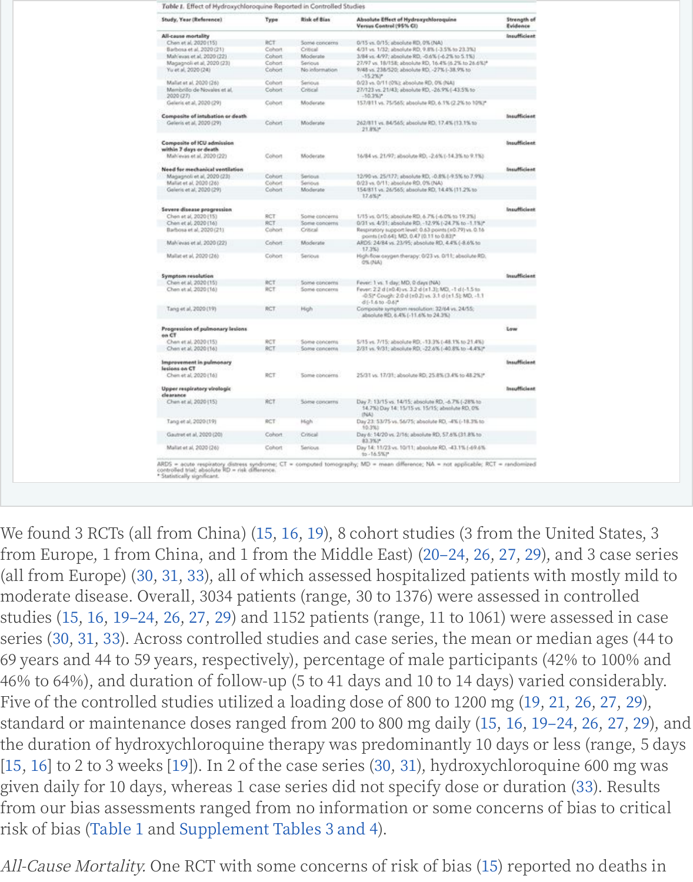*Table 1.* Effect of Hydroxychloroquine Reported in Controlled Studies

| Study, Year (Reference) | Type | Risk of Bias | Absolute Effect of Hydroxychloroquine Versus Control (95% CI) | Strength of Evidence |
|---|---|---|---|---|
| **All-cause mortality** | | | | Insufficient |
| Chen et al, 2020 (15) | RCT | Some concerns | 0/15 vs. 0/15; absolute RD, 0% (NA) | |
| Barbosa et al, 2020 (21) | Cohort | Critical | 4/31 vs. 1/32; absolute RD, 9.8% (−3.5% to 23.3%) | |
| Mah'evas et al, 2020 (22) | Cohort | Moderate | 3/84 vs. 4/97; absolute RD, −0.6% (−6.2% to 5.1%) | |
| Magagnoli et al, 2020 (23) | Cohort | Serious | 27/97 vs. 18/158; absolute RD, 16.4% (6.2% to 26.6%)* | |
| Yu et al, 2020 (24) | Cohort | No information | 9/48 vs. 238/520; absolute RD, −27% (−38.9% to −15.2%)* | |
| Mallat et al, 2020 (26) | Cohort | Serious | 0/23 vs. 0/11 (0%); absolute RD, 0% (NA) | |
| Membrillo de Novales et al, 2020 (27) | Cohort | Critical | 27/123 vs. 21/43; absolute RD, −26.9% (−43.5% to −10.3%)* | |
| Geleris et al, 2020 (29) | Cohort | Moderate | 157/811 vs. 75/565; absolute RD, 6.1% (2.2% to 10%)* | |
| **Composite of intubation or death** | | | | Insufficient |
| Geleris et al, 2020 (29) | Cohort | Moderate | 262/811 vs. 84/565; absolute RD, 17.4% (13.1% to 21.8%)* | |
| **Composite of ICU admission within 7 days or death** | | | | Insufficient |
| Mah'evas et al, 2020 (22) | Cohort | Moderate | 16/84 vs. 21/97; absolute RD, −2.6% (−14.3% to 9.1%) | |
| **Need for mechanical ventilation** | | | | Insufficient |
| Magagnoli et al, 2020 (23) | Cohort | Serious | 12/90 vs. 25/177; absolute RD, −0.8% (−9.5% to 7.9%) | |
| Mallat et al, 2020 (26) | Cohort | Serious | 0/23 vs. 0/11; absolute RD, 0% (NA) | |
| Geleris et al, 2020 (29) | Cohort | Moderate | 154/811 vs. 26/565; absolute RD, 14.4% (11.2% to 17.6%)* | |
| **Severe disease progression** | | | | Insufficient |
| Chen et al, 2020 (15) | RCT | Some concerns | 1/15 vs. 0/15; absolute RD, 6.7% (−6.0% to 19.3%) | |
| Chen et al, 2020 (16) | RCT | Some concerns | 0/31 vs. 4/31; absolute RD, −12.9% (−24.7% to −1.1%)* | |
| Barbosa et al, 2020 (21) | Cohort | Critical | Respiratory support level: 0.63 points (±0.79) vs. 0.16 points (±0.64); MD, 0.47 (0.11 to 0.83)* | |
| Mah'evas et al, 2020 (22) | Cohort | Moderate | ARDS: 24/84 vs. 23/95; absolute RD, 4.4% (−8.6% to 17.3%) | |
| Mallat et al, 2020 (26) | Cohort | Serious | High-flow oxygen therapy: 0/23 vs. 0/11; absolute RD, 0% (NA) | |
| **Symptom resolution** | | | | Insufficient |
| Chen et al, 2020 (15) | RCT | Some concerns | Fever: 1 vs. 1 day; MD, 0 days (NA) | |
| Chen et al, 2020 (16) | RCT | Some concerns | Fever: 2.2 d (±0.4) vs. 3.2 d (±1.3); MD, −1 d (−1.5 to −0.5)* Cough: 2.0 d (±0.2) vs. 3.1 d (±1.5); MD, −1.1 d (−1.6 to −0.6)* | |
| Tang et al, 2020 (19) | RCT | High | Composite symptom resolution: 32/64 vs. 24/55; absolute RD, 6.4% (−11.6% to 24.3%) | |
| **Progression of pulmonary lesions on CT** | | | | Low |
| Chen et al, 2020 (15) | RCT | Some concerns | 5/15 vs. 7/15; absolute RD, −13.3% (−48.1% to 21.4%) | |
| Chen et al, 2020 (16) | RCT | Some concerns | 2/31 vs. 9/31; absolute RD, −22.6% (−40.8% to −4.4%)* | |
| **Improvement in pulmonary lesions on CT** | | | | Insufficient |
| Chen et al, 2020 (16) | RCT | Some concerns | 25/31 vs. 17/31; absolute RD, 25.8% (3.4% to 48.2%)* | |
| **Upper respiratory virologic clearance** | | | | Insufficient |
| Chen et al, 2020 (15) | RCT | Some concerns | Day 7: 13/15 vs. 14/15; absolute RD, −6.7% (−28% to 14.7%) Day 14: 15/15 vs. 15/15; absolute RD, 0% (NA) | |
| Tang et al, 2020 (19) | RCT | High | Day 23: 53/75 vs. 56/75; absolute RD, −4% (−18.3% to 10.3%) | |
| Gautret et al, 2020 (20) | Cohort | Critical | Day 6: 14/20 vs. 2/16; absolute RD, 57.6% (31.8% to 83.3%)* | |
| Mallat et al, 2020 (26) | Cohort | Serious | Day 14: 11/23 vs. 10/11; absolute RD, −43.1% (−69.6% to −16.5%)* | |

ARDS = acute respiratory distress syndrome; CT = computed tomography; MD = mean difference; NA = not applicable; RCT = randomized controlled trial; absolute RD = risk difference.
* Statistically significant.

We found 3 RCTs (all from China) (15, 16, 19), 8 cohort studies (3 from the United States, 3 from Europe, 1 from China, and 1 from the Middle East) (20–24, 26, 27, 29), and 3 case series (all from Europe) (30, 31, 33), all of which assessed hospitalized patients with mostly mild to moderate disease. Overall, 3034 patients (range, 30 to 1376) were assessed in controlled studies (15, 16, 19–24, 26, 27, 29) and 1152 patients (range, 11 to 1061) were assessed in case series (30, 31, 33). Across controlled studies and case series, the mean or median ages (44 to 69 years and 44 to 59 years, respectively), percentage of male participants (42% to 100% and 46% to 64%), and duration of follow-up (5 to 41 days and 10 to 14 days) varied considerably. Five of the controlled studies utilized a loading dose of 800 to 1200 mg (19, 21, 26, 27, 29), standard or maintenance doses ranged from 200 to 800 mg daily (15, 16, 19–24, 26, 27, 29), and the duration of hydroxychloroquine therapy was predominantly 10 days or less (range, 5 days [15, 16] to 2 to 3 weeks [19]). In 2 of the case series (30, 31), hydroxychloroquine 600 mg was given daily for 10 days, whereas 1 case series did not specify dose or duration (33). Results from our bias assessments ranged from no information or some concerns of bias to critical risk of bias (Table 1 and Supplement Tables 3 and 4).

*All-Cause Mortality.* One RCT with some concerns of risk of bias (15) reported no deaths in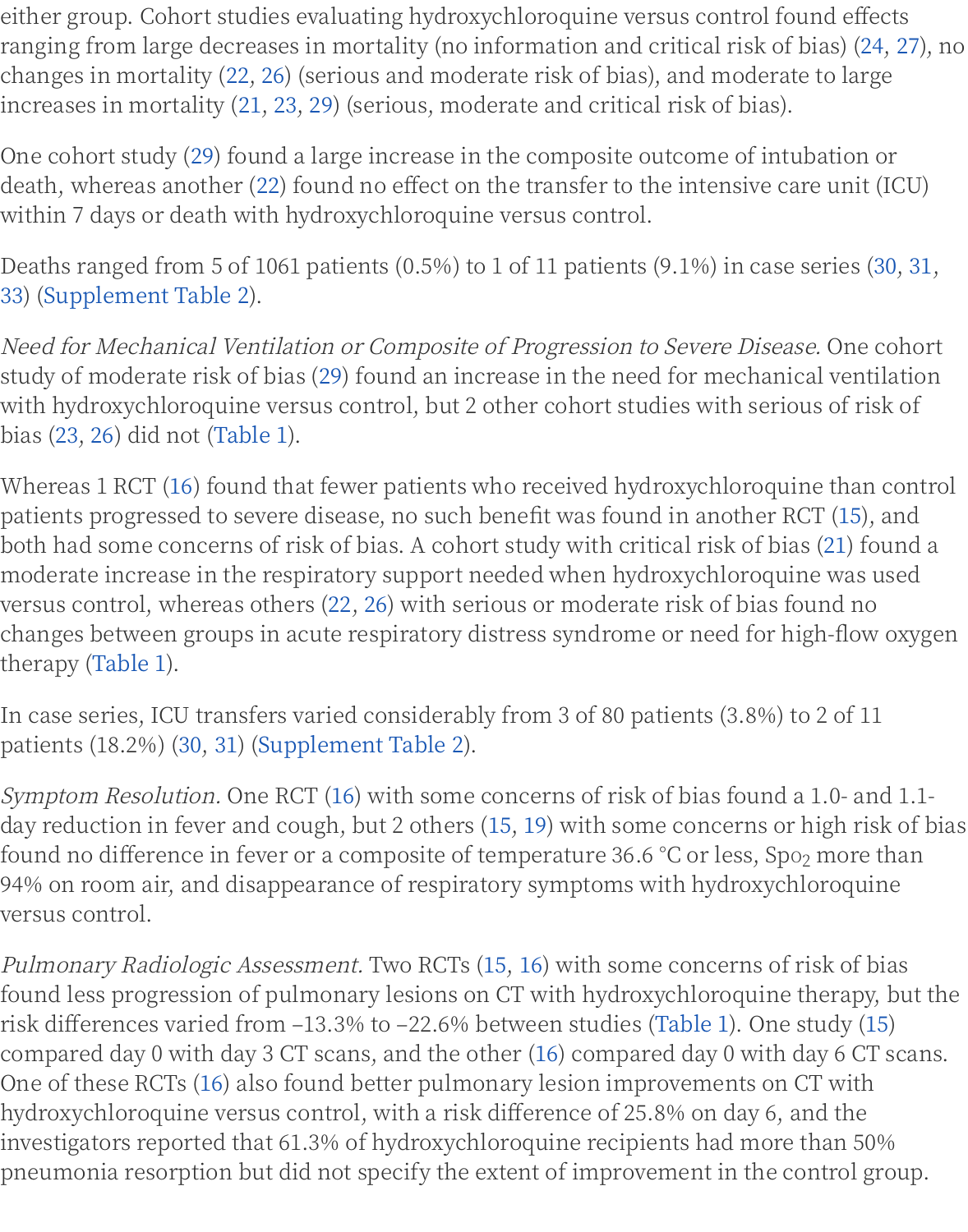either group. Cohort studies evaluating hydroxychloroquine versus control found effects ranging from large decreases in mortality (no information and critical risk of bias) (24, 27), no changes in mortality (22, 26) (serious and moderate risk of bias), and moderate to large increases in mortality (21, 23, 29) (serious, moderate and critical risk of bias).

One cohort study (29) found a large increase in the composite outcome of intubation or death, whereas another (22) found no effect on the transfer to the intensive care unit (ICU) within 7 days or death with hydroxychloroquine versus control.

Deaths ranged from 5 of 1061 patients (0.5%) to 1 of 11 patients (9.1%) in case series (30, 31, 33) (Supplement Table 2).

*Need for Mechanical Ventilation or Composite of Progression to Severe Disease.* One cohort study of moderate risk of bias (29) found an increase in the need for mechanical ventilation with hydroxychloroquine versus control, but 2 other cohort studies with serious of risk of bias (23, 26) did not (Table 1).

Whereas 1 RCT (16) found that fewer patients who received hydroxychloroquine than control patients progressed to severe disease, no such benefit was found in another RCT (15), and both had some concerns of risk of bias. A cohort study with critical risk of bias (21) found a moderate increase in the respiratory support needed when hydroxychloroquine was used versus control, whereas others (22, 26) with serious or moderate risk of bias found no changes between groups in acute respiratory distress syndrome or need for high-flow oxygen therapy (Table 1).

In case series, ICU transfers varied considerably from 3 of 80 patients (3.8%) to 2 of 11 patients (18.2%) (30, 31) (Supplement Table 2).

*Symptom Resolution.* One RCT (16) with some concerns of risk of bias found a 1.0- and 1.1-day reduction in fever and cough, but 2 others (15, 19) with some concerns or high risk of bias found no difference in fever or a composite of temperature 36.6 °C or less, $Sp_{O_2}$ more than 94% on room air, and disappearance of respiratory symptoms with hydroxychloroquine versus control.

*Pulmonary Radiologic Assessment.* Two RCTs (15, 16) with some concerns of risk of bias found less progression of pulmonary lesions on CT with hydroxychloroquine therapy, but the risk differences varied from −13.3% to −22.6% between studies (Table 1). One study (15) compared day 0 with day 3 CT scans, and the other (16) compared day 0 with day 6 CT scans. One of these RCTs (16) also found better pulmonary lesion improvements on CT with hydroxychloroquine versus control, with a risk difference of 25.8% on day 6, and the investigators reported that 61.3% of hydroxychloroquine recipients had more than 50% pneumonia resorption but did not specify the extent of improvement in the control group.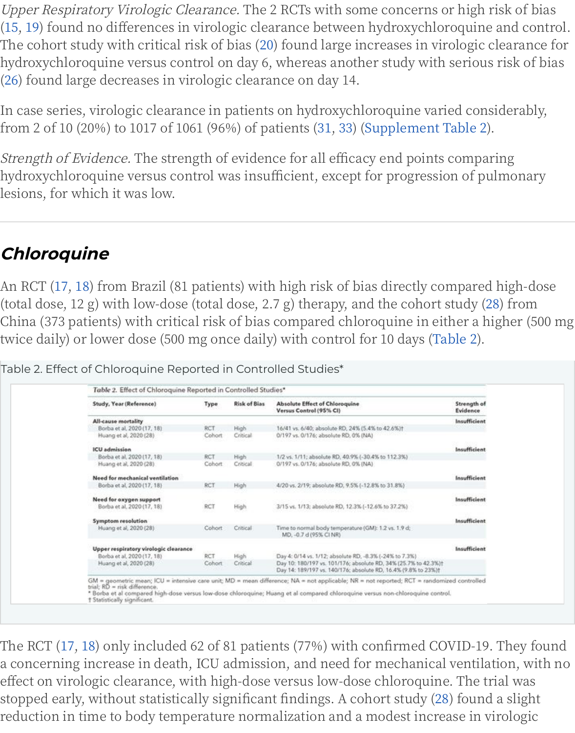*Upper Respiratory Virologic Clearance.* The 2 RCTs with some concerns or high risk of bias (15, 19) found no differences in virologic clearance between hydroxychloroquine and control. The cohort study with critical risk of bias (20) found large increases in virologic clearance for hydroxychloroquine versus control on day 6, whereas another study with serious risk of bias (26) found large decreases in virologic clearance on day 14.

In case series, virologic clearance in patients on hydroxychloroquine varied considerably, from 2 of 10 (20%) to 1017 of 1061 (96%) of patients (31, 33) (Supplement Table 2).

*Strength of Evidence.* The strength of evidence for all efficacy end points comparing hydroxychloroquine versus control was insufficient, except for progression of pulmonary lesions, for which it was low.

## Chloroquine

An RCT (17, 18) from Brazil (81 patients) with high risk of bias directly compared high-dose (total dose, 12 g) with low-dose (total dose, 2.7 g) therapy, and the cohort study (28) from China (373 patients) with critical risk of bias compared chloroquine in either a higher (500 mg twice daily) or lower dose (500 mg once daily) with control for 10 days (Table 2).

Table 2. Effect of Chloroquine Reported in Controlled Studies*

| Study, Year (Reference) | Type | Risk of Bias | Absolute Effect of Chloroquine Versus Control (95% CI) | Strength of Evidence |
|---|---|---|---|---|
| **All-cause mortality** | | | | Insufficient |
| Borba et al, 2020 (17, 18) | RCT | High | 16/41 vs. 6/40; absolute RD, 24% (5.4% to 42.6%)† | |
| Huang et al, 2020 (28) | Cohort | Critical | 0/197 vs. 0/176; absolute RD, 0% (NA) | |
| **ICU admission** | | | | Insufficient |
| Borba et al, 2020 (17, 18) | RCT | High | 1/2 vs. 1/11; absolute RD, 40.9% (−30.4% to 112.3%) | |
| Huang et al, 2020 (28) | Cohort | Critical | 0/197 vs. 0/176; absolute RD, 0% (NA) | |
| **Need for mechanical ventilation** | | | | Insufficient |
| Borba et al, 2020 (17, 18) | RCT | High | 4/20 vs. 2/19; absolute RD, 9.5% (−12.8% to 31.8%) | |
| **Need for oxygen support** | | | | Insufficient |
| Borba et al, 2020 (17, 18) | RCT | High | 3/15 vs. 1/13; absolute RD, 12.3% (−12.6% to 37.2%) | |
| **Symptom resolution** | | | | Insufficient |
| Huang et al, 2020 (28) | Cohort | Critical | Time to normal body temperature (GM): 1.2 vs. 1.9 d; MD, −0.7 d (95% CI NR) | |
| **Upper respiratory virologic clearance** | | | | Insufficient |
| Borba et al, 2020 (17, 18) | RCT | High | Day 4: 0/14 vs. 1/12; absolute RD, −8.3% (−24% to 7.3%) | |
| Huang et al, 2020 (28) | Cohort | Critical | Day 10: 180/197 vs. 101/176; absolute RD, 34% (25.7% to 42.3%)†<br>Day 14: 189/197 vs. 140/176; absolute RD, 16.4% (9.8% to 23%)† | |

GM = geometric mean; ICU = intensive care unit; MD = mean difference; NA = not applicable; NR = not reported; RCT = randomized controlled trial; RD = risk difference.
\* Borba et al compared high-dose versus low-dose chloroquine; Huang et al compared chloroquine versus non-chloroquine control.
† Statistically significant.

The RCT (17, 18) only included 62 of 81 patients (77%) with confirmed COVID-19. They found a concerning increase in death, ICU admission, and need for mechanical ventilation, with no effect on virologic clearance, with high-dose versus low-dose chloroquine. The trial was stopped early, without statistically significant findings. A cohort study (28) found a slight reduction in time to body temperature normalization and a modest increase in virologic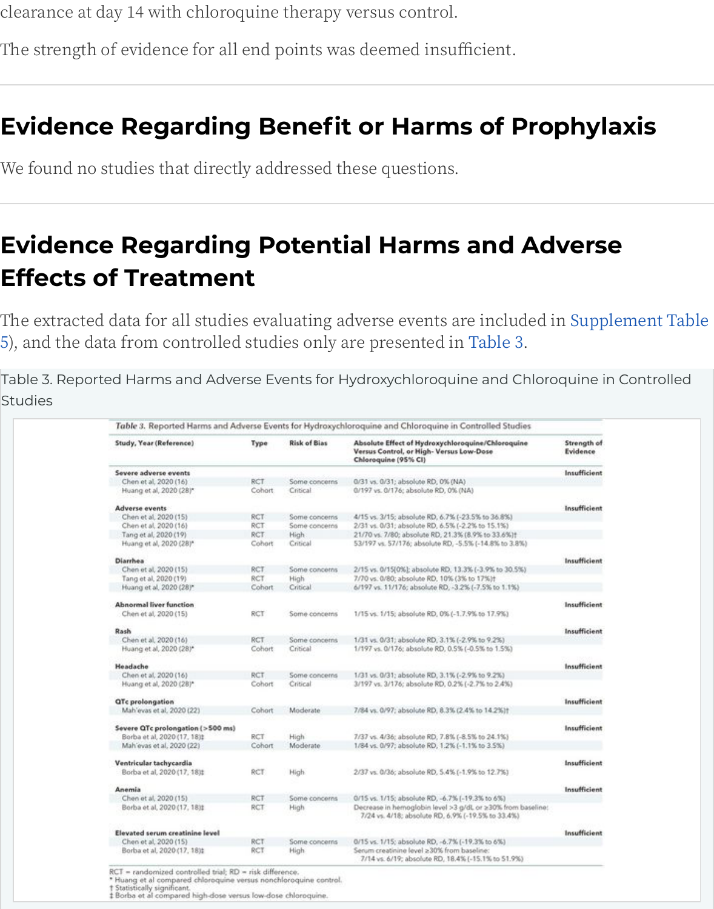clearance at day 14 with chloroquine therapy versus control.

The strength of evidence for all end points was deemed insufficient.

## Evidence Regarding Benefit or Harms of Prophylaxis

We found no studies that directly addressed these questions.

## Evidence Regarding Potential Harms and Adverse Effects of Treatment

The extracted data for all studies evaluating adverse events are included in Supplement Table 5), and the data from controlled studies only are presented in Table 3.

Table 3. Reported Harms and Adverse Events for Hydroxychloroquine and Chloroquine in Controlled Studies

*Table 3.* Reported Harms and Adverse Events for Hydroxychloroquine and Chloroquine in Controlled Studies

| Study, Year (Reference) | Type | Risk of Bias | Absolute Effect of Hydroxychloroquine/Chloroquine Versus Control, or High- Versus Low-Dose Chloroquine (95% CI) | Strength of Evidence |
|---|---|---|---|---|
| **Severe adverse events** | | | | Insufficient |
| Chen et al, 2020 (16) | RCT | Some concerns | 0/31 vs. 0/31; absolute RD, 0% (NA) | |
| Huang et al, 2020 (28)* | Cohort | Critical | 0/197 vs. 0/176; absolute RD, 0% (NA) | |
| **Adverse events** | | | | Insufficient |
| Chen et al, 2020 (15) | RCT | Some concerns | 4/15 vs. 3/15; absolute RD, 6.7% (-23.5% to 36.8%) | |
| Chen et al, 2020 (16) | RCT | Some concerns | 2/31 vs. 0/31; absolute RD, 6.5% (-2.2% to 15.1%) | |
| Tang et al, 2020 (19) | RCT | High | 21/70 vs. 7/80; absolute RD, 21.3% (8.9% to 33.6%)† | |
| Huang et al, 2020 (28)* | Cohort | Critical | 53/197 vs. 57/176; absolute RD, -5.5% (-14.8% to 3.8%) | |
| **Diarrhea** | | | | Insufficient |
| Chen et al, 2020 (15) | RCT | Some concerns | 2/15 vs. 0/15[0%]; absolute RD, 13.3% (-3.9% to 30.5%) | |
| Tang et al, 2020 (19) | RCT | High | 7/70 vs. 0/80; absolute RD, 10% (3% to 17%)† | |
| Huang et al, 2020 (28)* | Cohort | Critical | 6/197 vs. 11/176; absolute RD, -3.2% (-7.5% to 1.1%) | |
| **Abnormal liver function** | | | | Insufficient |
| Chen et al, 2020 (15) | RCT | Some concerns | 1/15 vs. 1/15; absolute RD, 0% (-1.7.9% to 17.9%) | |
| **Rash** | | | | Insufficient |
| Chen et al, 2020 (16) | RCT | Some concerns | 1/31 vs. 0/31; absolute RD, 3.1% (-2.9% to 9.2%) | |
| Huang et al, 2020 (28)* | Cohort | Critical | 1/197 vs. 0/176; absolute RD, 0.5% (-0.5% to 1.5%) | |
| **Headache** | | | | Insufficient |
| Chen et al, 2020 (16) | RCT | Some concerns | 1/31 vs. 0/31; absolute RD, 3.1% (-2.9% to 9.2%) | |
| Huang et al, 2020 (28)* | Cohort | Critical | 3/197 vs. 3/176; absolute RD, 0.2% (-2.7% to 2.4%) | |
| **QTc prolongation** | | | | Insufficient |
| Mah'evas et al, 2020 (22) | Cohort | Moderate | 7/84 vs. 0/97; absolute RD, 8.3% (2.4% to 14.2%)† | |
| **Severe QTc prolongation (>500 ms)** | | | | Insufficient |
| Borba et al, 2020 (17, 18)‡ | RCT | High | 7/37 vs. 4/36; absolute RD, 7.8% (-8.5% to 24.1%) | |
| Mah'evas et al, 2020 (22) | Cohort | Moderate | 1/84 vs. 0/97; absolute RD, 1.2% (-1.1% to 3.5%) | |
| **Ventricular tachycardia** | | | | Insufficient |
| Borba et al, 2020 (17, 18)‡ | RCT | High | 2/37 vs. 0/36; absolute RD, 5.4% (-1.9% to 12.7%) | |
| **Anemia** | | | | Insufficient |
| Chen et al, 2020 (15) | RCT | Some concerns | 0/15 vs. 1/15; absolute RD, -6.7% (-19.3% to 6%) | |
| Borba et al, 2020 (17, 18)‡ | RCT | High | Decrease in hemoglobin level >3 g/dL or ≥30% from baseline: 7/24 vs. 4/18; absolute RD, 6.9% (-19.5% to 33.4%) | |
| **Elevated serum creatinine level** | | | | Insufficient |
| Chen et al, 2020 (15) | RCT | Some concerns | 0/15 vs. 1/15; absolute RD, -6.7% (-19.3% to 6%) | |
| Borba et al, 2020 (17, 18)‡ | RCT | High | Serum creatinine level ≥30% from baseline: 7/14 vs. 6/19; absolute RD, 18.4% (-15.1% to 51.9%) | |

RCT = randomized controlled trial; RD = risk difference.
* Huang et al compared chloroquine versus nonchloroquine control.
† Statistically significant.
‡ Borba et al compared high-dose versus low-dose chloroquine.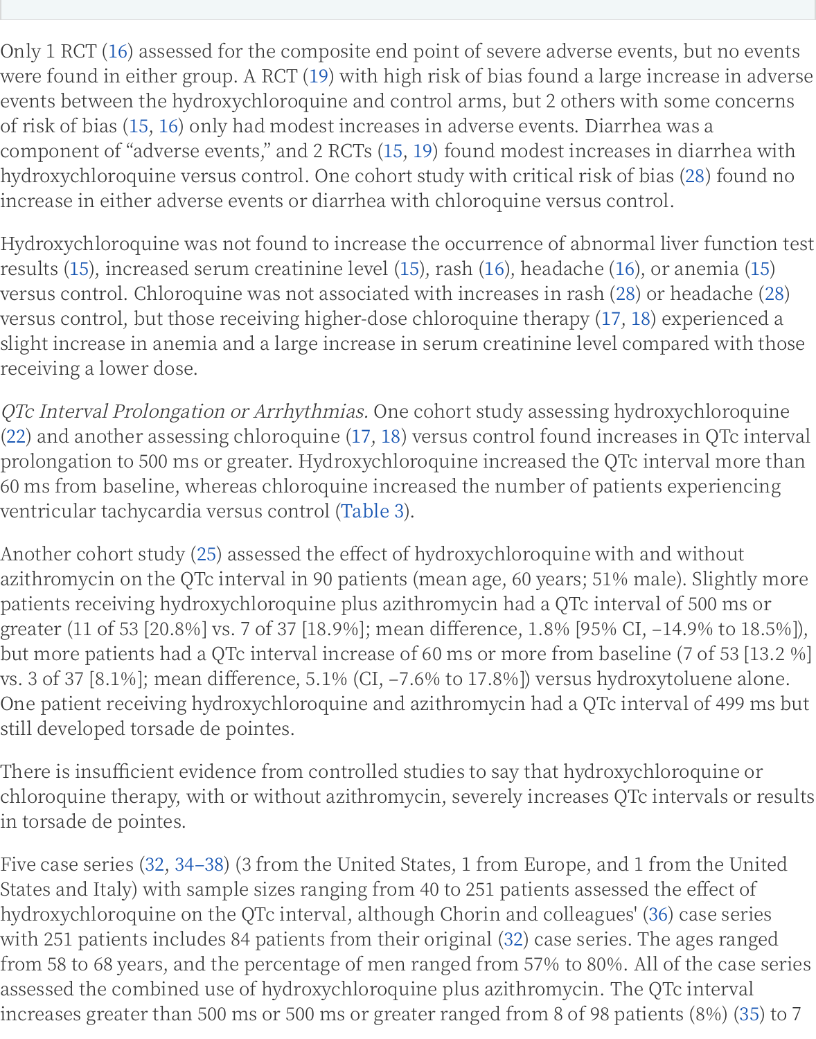Only 1 RCT (16) assessed for the composite end point of severe adverse events, but no events were found in either group. A RCT (19) with high risk of bias found a large increase in adverse events between the hydroxychloroquine and control arms, but 2 others with some concerns of risk of bias (15, 16) only had modest increases in adverse events. Diarrhea was a component of "adverse events," and 2 RCTs (15, 19) found modest increases in diarrhea with hydroxychloroquine versus control. One cohort study with critical risk of bias (28) found no increase in either adverse events or diarrhea with chloroquine versus control.

Hydroxychloroquine was not found to increase the occurrence of abnormal liver function test results (15), increased serum creatinine level (15), rash (16), headache (16), or anemia (15) versus control. Chloroquine was not associated with increases in rash (28) or headache (28) versus control, but those receiving higher-dose chloroquine therapy (17, 18) experienced a slight increase in anemia and a large increase in serum creatinine level compared with those receiving a lower dose.

*QTc Interval Prolongation or Arrhythmias.* One cohort study assessing hydroxychloroquine (22) and another assessing chloroquine (17, 18) versus control found increases in QTc interval prolongation to 500 ms or greater. Hydroxychloroquine increased the QTc interval more than 60 ms from baseline, whereas chloroquine increased the number of patients experiencing ventricular tachycardia versus control (Table 3).

Another cohort study (25) assessed the effect of hydroxychloroquine with and without azithromycin on the QTc interval in 90 patients (mean age, 60 years; 51% male). Slightly more patients receiving hydroxychloroquine plus azithromycin had a QTc interval of 500 ms or greater (11 of 53 [20.8%] vs. 7 of 37 [18.9%]; mean difference, 1.8% [95% CI, −14.9% to 18.5%]), but more patients had a QTc interval increase of 60 ms or more from baseline (7 of 53 [13.2 %] vs. 3 of 37 [8.1%]; mean difference, 5.1% (CI, −7.6% to 17.8%]) versus hydroxytoluene alone. One patient receiving hydroxychloroquine and azithromycin had a QTc interval of 499 ms but still developed torsade de pointes.

There is insufficient evidence from controlled studies to say that hydroxychloroquine or chloroquine therapy, with or without azithromycin, severely increases QTc intervals or results in torsade de pointes.

Five case series (32, 34–38) (3 from the United States, 1 from Europe, and 1 from the United States and Italy) with sample sizes ranging from 40 to 251 patients assessed the effect of hydroxychloroquine on the QTc interval, although Chorin and colleagues' (36) case series with 251 patients includes 84 patients from their original (32) case series. The ages ranged from 58 to 68 years, and the percentage of men ranged from 57% to 80%. All of the case series assessed the combined use of hydroxychloroquine plus azithromycin. The QTc interval increases greater than 500 ms or 500 ms or greater ranged from 8 of 98 patients (8%) (35) to 7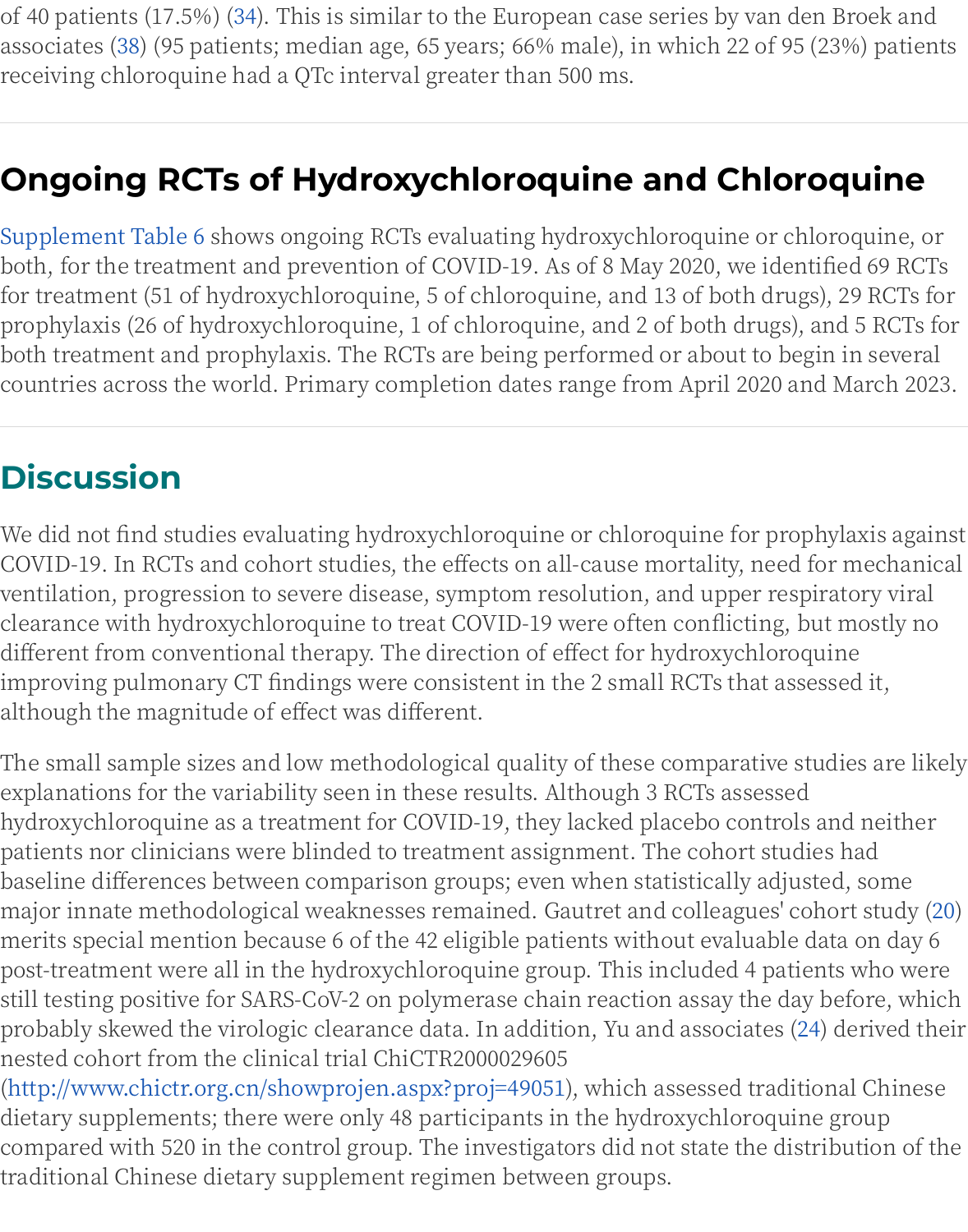of 40 patients (17.5%) (34). This is similar to the European case series by van den Broek and associates (38) (95 patients; median age, 65 years; 66% male), in which 22 of 95 (23%) patients receiving chloroquine had a QTc interval greater than 500 ms.

## Ongoing RCTs of Hydroxychloroquine and Chloroquine

Supplement Table 6 shows ongoing RCTs evaluating hydroxychloroquine or chloroquine, or both, for the treatment and prevention of COVID-19. As of 8 May 2020, we identified 69 RCTs for treatment (51 of hydroxychloroquine, 5 of chloroquine, and 13 of both drugs), 29 RCTs for prophylaxis (26 of hydroxychloroquine, 1 of chloroquine, and 2 of both drugs), and 5 RCTs for both treatment and prophylaxis. The RCTs are being performed or about to begin in several countries across the world. Primary completion dates range from April 2020 and March 2023.

## Discussion

We did not find studies evaluating hydroxychloroquine or chloroquine for prophylaxis against COVID-19. In RCTs and cohort studies, the effects on all-cause mortality, need for mechanical ventilation, progression to severe disease, symptom resolution, and upper respiratory viral clearance with hydroxychloroquine to treat COVID-19 were often conflicting, but mostly no different from conventional therapy. The direction of effect for hydroxychloroquine improving pulmonary CT findings were consistent in the 2 small RCTs that assessed it, although the magnitude of effect was different.

The small sample sizes and low methodological quality of these comparative studies are likely explanations for the variability seen in these results. Although 3 RCTs assessed hydroxychloroquine as a treatment for COVID-19, they lacked placebo controls and neither patients nor clinicians were blinded to treatment assignment. The cohort studies had baseline differences between comparison groups; even when statistically adjusted, some major innate methodological weaknesses remained. Gautret and colleagues' cohort study (20) merits special mention because 6 of the 42 eligible patients without evaluable data on day 6 post-treatment were all in the hydroxychloroquine group. This included 4 patients who were still testing positive for SARS-CoV-2 on polymerase chain reaction assay the day before, which probably skewed the virologic clearance data. In addition, Yu and associates (24) derived their nested cohort from the clinical trial ChiCTR2000029605 (http://www.chictr.org.cn/showprojen.aspx?proj=49051), which assessed traditional Chinese dietary supplements; there were only 48 participants in the hydroxychloroquine group compared with 520 in the control group. The investigators did not state the distribution of the traditional Chinese dietary supplement regimen between groups.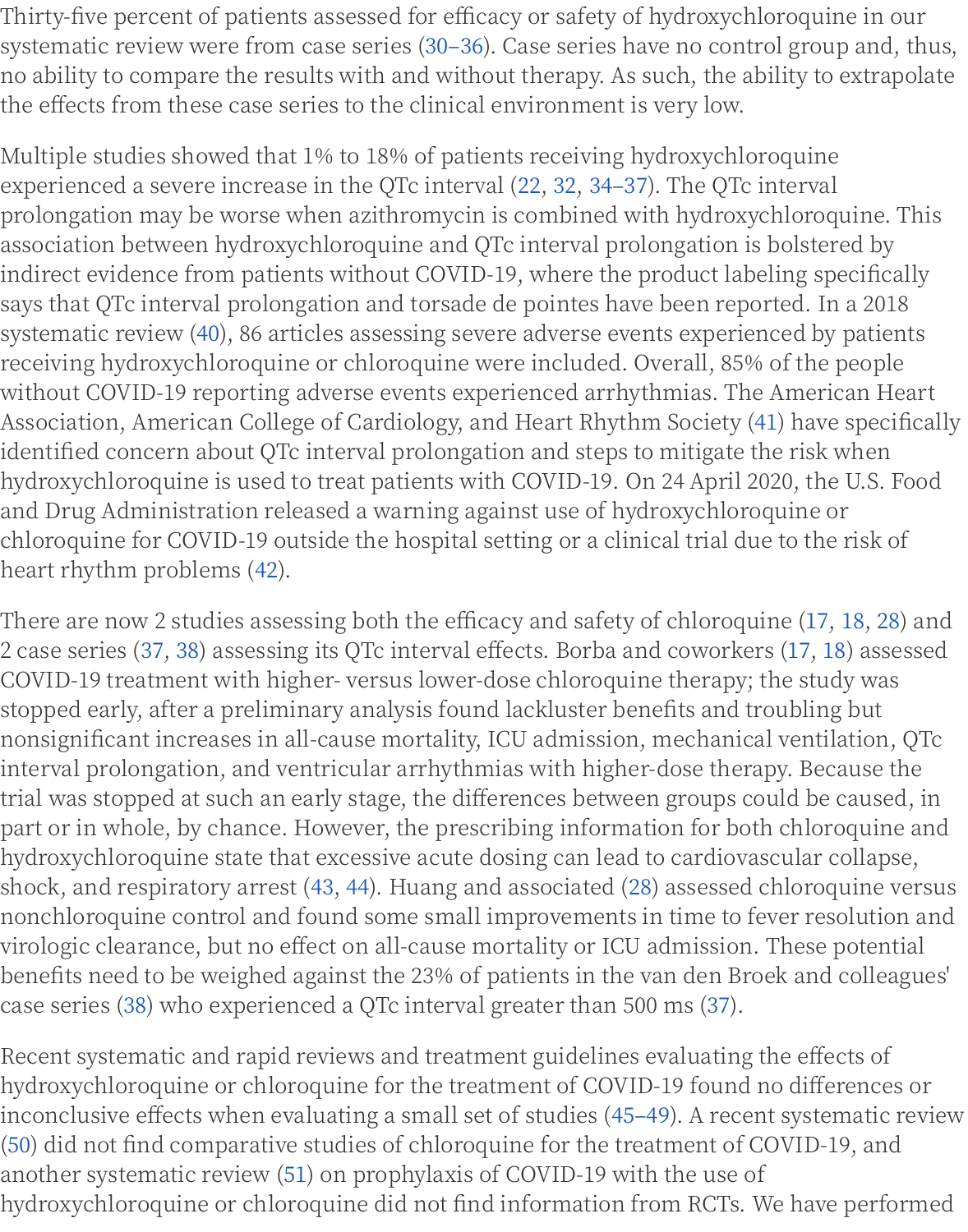Thirty-five percent of patients assessed for efficacy or safety of hydroxychloroquine in our systematic review were from case series (30–36). Case series have no control group and, thus, no ability to compare the results with and without therapy. As such, the ability to extrapolate the effects from these case series to the clinical environment is very low.

Multiple studies showed that 1% to 18% of patients receiving hydroxychloroquine experienced a severe increase in the QTc interval (22, 32, 34–37). The QTc interval prolongation may be worse when azithromycin is combined with hydroxychloroquine. This association between hydroxychloroquine and QTc interval prolongation is bolstered by indirect evidence from patients without COVID-19, where the product labeling specifically says that QTc interval prolongation and torsade de pointes have been reported. In a 2018 systematic review (40), 86 articles assessing severe adverse events experienced by patients receiving hydroxychloroquine or chloroquine were included. Overall, 85% of the people without COVID-19 reporting adverse events experienced arrhythmias. The American Heart Association, American College of Cardiology, and Heart Rhythm Society (41) have specifically identified concern about QTc interval prolongation and steps to mitigate the risk when hydroxychloroquine is used to treat patients with COVID-19. On 24 April 2020, the U.S. Food and Drug Administration released a warning against use of hydroxychloroquine or chloroquine for COVID-19 outside the hospital setting or a clinical trial due to the risk of heart rhythm problems (42).

There are now 2 studies assessing both the efficacy and safety of chloroquine (17, 18, 28) and 2 case series (37, 38) assessing its QTc interval effects. Borba and coworkers (17, 18) assessed COVID-19 treatment with higher- versus lower-dose chloroquine therapy; the study was stopped early, after a preliminary analysis found lackluster benefits and troubling but nonsignificant increases in all-cause mortality, ICU admission, mechanical ventilation, QTc interval prolongation, and ventricular arrhythmias with higher-dose therapy. Because the trial was stopped at such an early stage, the differences between groups could be caused, in part or in whole, by chance. However, the prescribing information for both chloroquine and hydroxychloroquine state that excessive acute dosing can lead to cardiovascular collapse, shock, and respiratory arrest (43, 44). Huang and associated (28) assessed chloroquine versus nonchloroquine control and found some small improvements in time to fever resolution and virologic clearance, but no effect on all-cause mortality or ICU admission. These potential benefits need to be weighed against the 23% of patients in the van den Broek and colleagues' case series (38) who experienced a QTc interval greater than 500 ms (37).

Recent systematic and rapid reviews and treatment guidelines evaluating the effects of hydroxychloroquine or chloroquine for the treatment of COVID-19 found no differences or inconclusive effects when evaluating a small set of studies (45–49). A recent systematic review (50) did not find comparative studies of chloroquine for the treatment of COVID-19, and another systematic review (51) on prophylaxis of COVID-19 with the use of hydroxychloroquine or chloroquine did not find information from RCTs. We have performed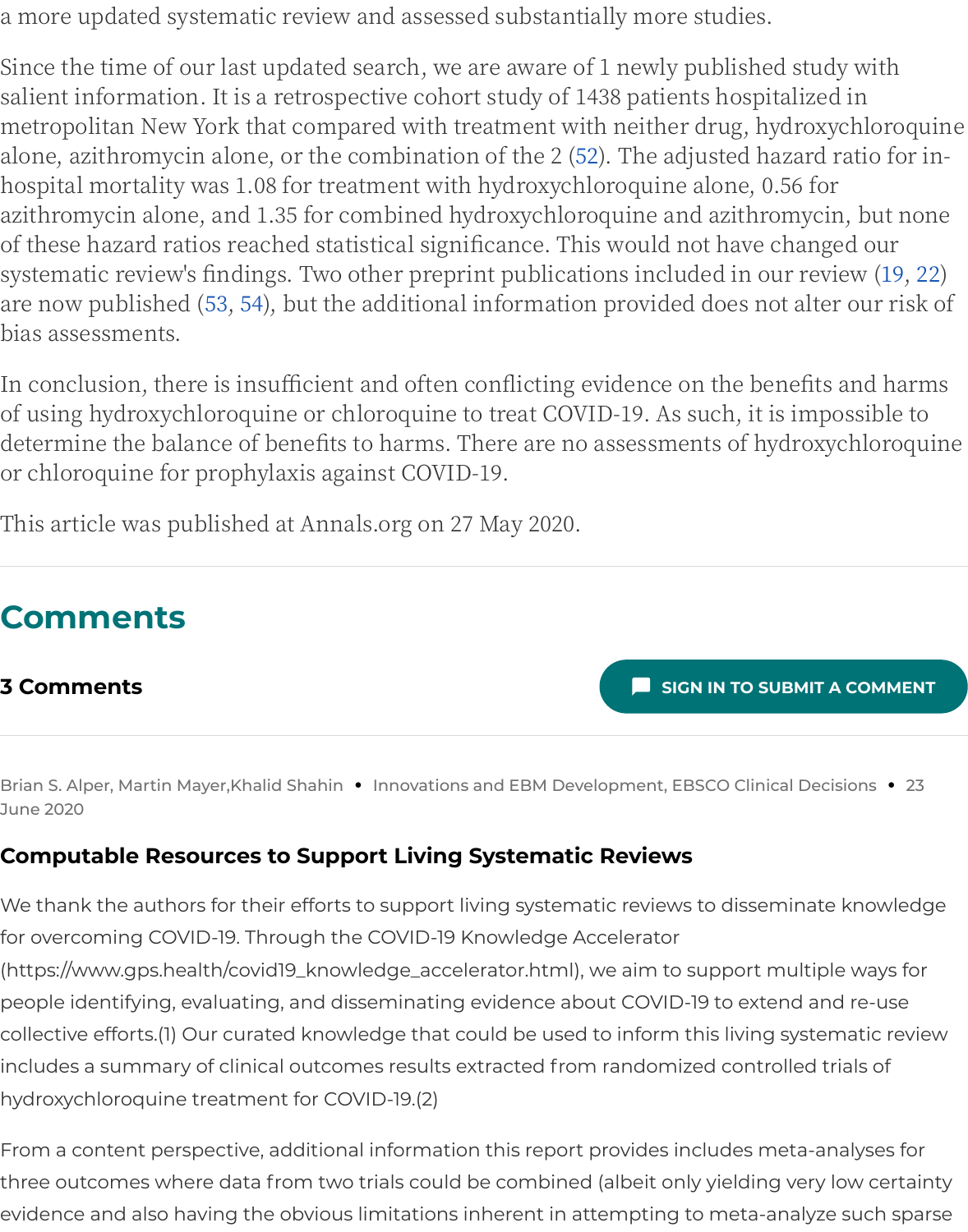a more updated systematic review and assessed substantially more studies.

Since the time of our last updated search, we are aware of 1 newly published study with salient information. It is a retrospective cohort study of 1438 patients hospitalized in metropolitan New York that compared with treatment with neither drug, hydroxychloroquine alone, azithromycin alone, or the combination of the 2 (52). The adjusted hazard ratio for in-hospital mortality was 1.08 for treatment with hydroxychloroquine alone, 0.56 for azithromycin alone, and 1.35 for combined hydroxychloroquine and azithromycin, but none of these hazard ratios reached statistical significance. This would not have changed our systematic review's findings. Two other preprint publications included in our review (19, 22) are now published (53, 54), but the additional information provided does not alter our risk of bias assessments.

In conclusion, there is insufficient and often conflicting evidence on the benefits and harms of using hydroxychloroquine or chloroquine to treat COVID-19. As such, it is impossible to determine the balance of benefits to harms. There are no assessments of hydroxychloroquine or chloroquine for prophylaxis against COVID-19.

This article was published at Annals.org on 27 May 2020.

## Comments

**3 Comments**

SIGN IN TO SUBMIT A COMMENT

Brian S. Alper, Martin Mayer, Khalid Shahin • Innovations and EBM Development, EBSCO Clinical Decisions • 23 June 2020

### Computable Resources to Support Living Systematic Reviews

We thank the authors for their efforts to support living systematic reviews to disseminate knowledge for overcoming COVID-19. Through the COVID-19 Knowledge Accelerator (https://www.gps.health/covid19_knowledge_accelerator.html), we aim to support multiple ways for people identifying, evaluating, and disseminating evidence about COVID-19 to extend and re-use collective efforts.(1) Our curated knowledge that could be used to inform this living systematic review includes a summary of clinical outcomes results extracted from randomized controlled trials of hydroxychloroquine treatment for COVID-19.(2)

From a content perspective, additional information this report provides includes meta-analyses for three outcomes where data from two trials could be combined (albeit only yielding very low certainty evidence and also having the obvious limitations inherent in attempting to meta-analyze such sparse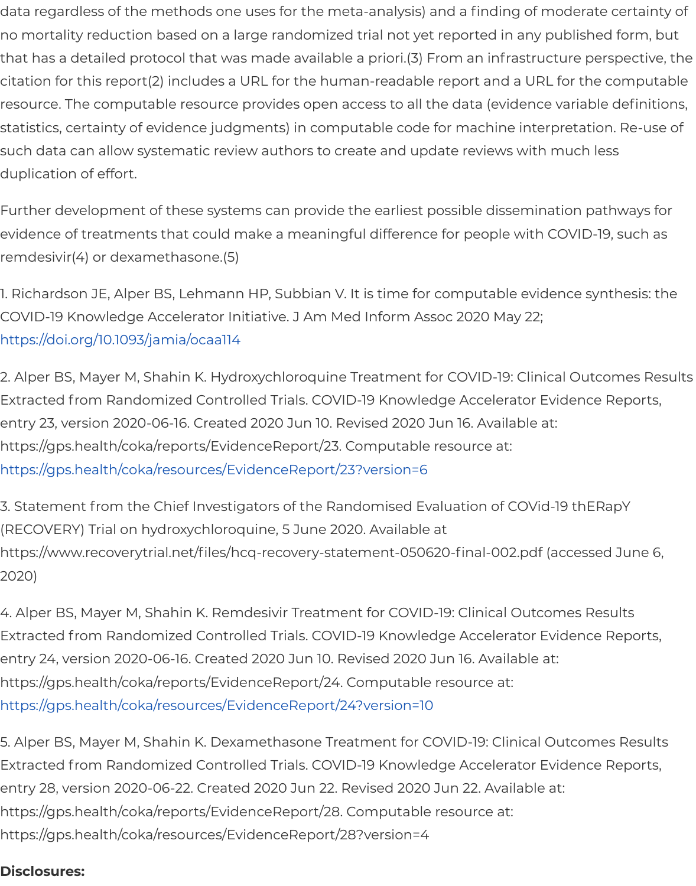data regardless of the methods one uses for the meta-analysis) and a finding of moderate certainty of no mortality reduction based on a large randomized trial not yet reported in any published form, but that has a detailed protocol that was made available a priori.(3) From an infrastructure perspective, the citation for this report(2) includes a URL for the human-readable report and a URL for the computable resource. The computable resource provides open access to all the data (evidence variable definitions, statistics, certainty of evidence judgments) in computable code for machine interpretation. Re-use of such data can allow systematic review authors to create and update reviews with much less duplication of effort.

Further development of these systems can provide the earliest possible dissemination pathways for evidence of treatments that could make a meaningful difference for people with COVID-19, such as remdesivir(4) or dexamethasone.(5)

1. Richardson JE, Alper BS, Lehmann HP, Subbian V. It is time for computable evidence synthesis: the COVID-19 Knowledge Accelerator Initiative. J Am Med Inform Assoc 2020 May 22; https://doi.org/10.1093/jamia/ocaa114

2. Alper BS, Mayer M, Shahin K. Hydroxychloroquine Treatment for COVID-19: Clinical Outcomes Results Extracted from Randomized Controlled Trials. COVID-19 Knowledge Accelerator Evidence Reports, entry 23, version 2020-06-16. Created 2020 Jun 10. Revised 2020 Jun 16. Available at: https://gps.health/coka/reports/EvidenceReport/23. Computable resource at: https://gps.health/coka/resources/EvidenceReport/23?version=6

3. Statement from the Chief Investigators of the Randomised Evaluation of COVid-19 thERapY (RECOVERY) Trial on hydroxychloroquine, 5 June 2020. Available at https://www.recoverytrial.net/files/hcq-recovery-statement-050620-final-002.pdf (accessed June 6, 2020)

4. Alper BS, Mayer M, Shahin K. Remdesivir Treatment for COVID-19: Clinical Outcomes Results Extracted from Randomized Controlled Trials. COVID-19 Knowledge Accelerator Evidence Reports, entry 24, version 2020-06-16. Created 2020 Jun 10. Revised 2020 Jun 16. Available at: https://gps.health/coka/reports/EvidenceReport/24. Computable resource at: https://gps.health/coka/resources/EvidenceReport/24?version=10

5. Alper BS, Mayer M, Shahin K. Dexamethasone Treatment for COVID-19: Clinical Outcomes Results Extracted from Randomized Controlled Trials. COVID-19 Knowledge Accelerator Evidence Reports, entry 28, version 2020-06-22. Created 2020 Jun 22. Revised 2020 Jun 22. Available at: https://gps.health/coka/reports/EvidenceReport/28. Computable resource at: https://gps.health/coka/resources/EvidenceReport/28?version=4

**Disclosures:**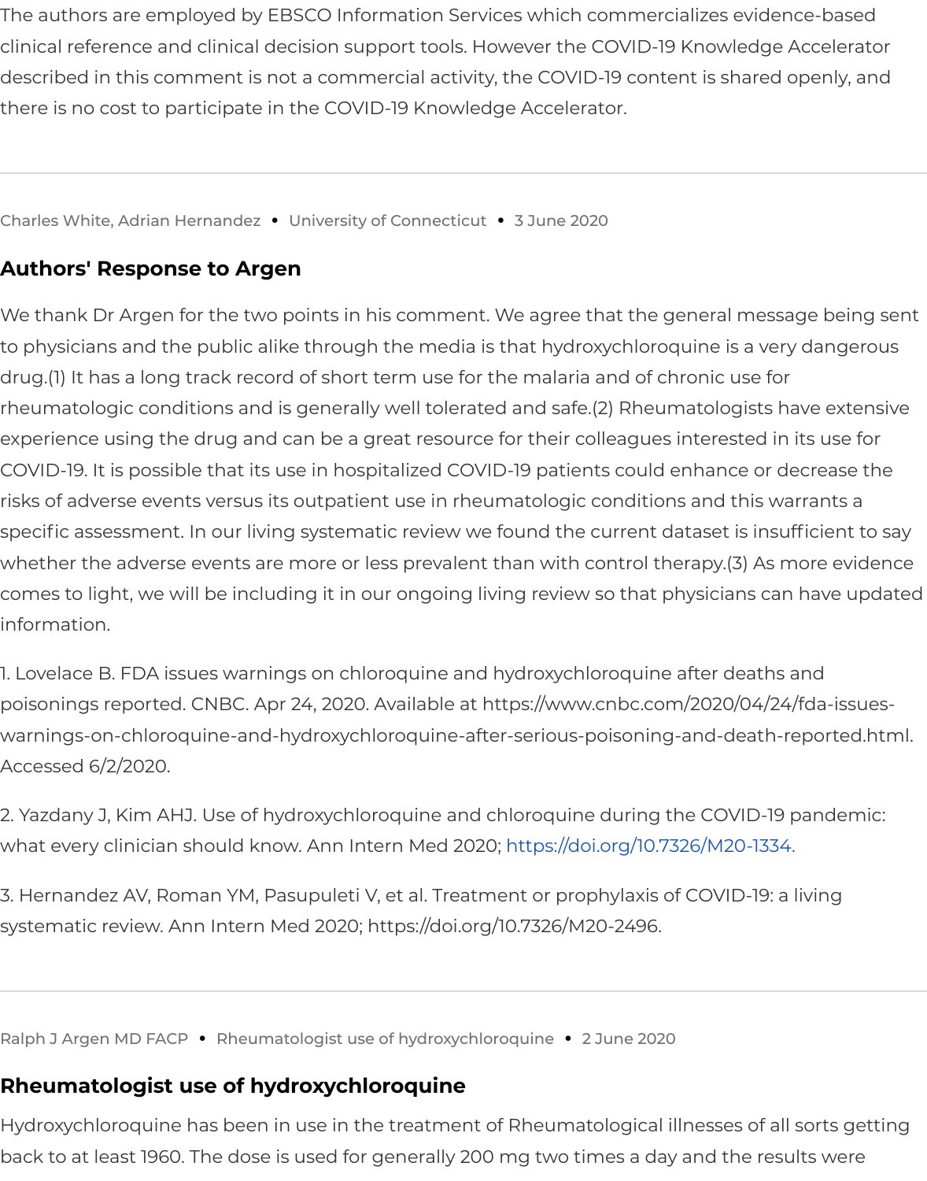The authors are employed by EBSCO Information Services which commercializes evidence-based clinical reference and clinical decision support tools. However the COVID-19 Knowledge Accelerator described in this comment is not a commercial activity, the COVID-19 content is shared openly, and there is no cost to participate in the COVID-19 Knowledge Accelerator.

---

Charles White, Adrian Hernandez • University of Connecticut • 3 June 2020

## Authors' Response to Argen

We thank Dr Argen for the two points in his comment. We agree that the general message being sent to physicians and the public alike through the media is that hydroxychloroquine is a very dangerous drug.(1) It has a long track record of short term use for the malaria and of chronic use for rheumatologic conditions and is generally well tolerated and safe.(2) Rheumatologists have extensive experience using the drug and can be a great resource for their colleagues interested in its use for COVID-19. It is possible that its use in hospitalized COVID-19 patients could enhance or decrease the risks of adverse events versus its outpatient use in rheumatologic conditions and this warrants a specific assessment. In our living systematic review we found the current dataset is insufficient to say whether the adverse events are more or less prevalent than with control therapy.(3) As more evidence comes to light, we will be including it in our ongoing living review so that physicians can have updated information.

1. Lovelace B. FDA issues warnings on chloroquine and hydroxychloroquine after deaths and poisonings reported. CNBC. Apr 24, 2020. Available at https://www.cnbc.com/2020/04/24/fda-issues-warnings-on-chloroquine-and-hydroxychloroquine-after-serious-poisoning-and-death-reported.html. Accessed 6/2/2020.

2. Yazdany J, Kim AHJ. Use of hydroxychloroquine and chloroquine during the COVID-19 pandemic: what every clinician should know. Ann Intern Med 2020; https://doi.org/10.7326/M20-1334.

3. Hernandez AV, Roman YM, Pasupuleti V, et al. Treatment or prophylaxis of COVID-19: a living systematic review. Ann Intern Med 2020; https://doi.org/10.7326/M20-2496.

---

Ralph J Argen MD FACP • Rheumatologist use of hydroxychloroquine • 2 June 2020

## Rheumatologist use of hydroxychloroquine

Hydroxychloroquine has been in use in the treatment of Rheumatological illnesses of all sorts getting back to at least 1960. The dose is used for generally 200 mg two times a day and the results were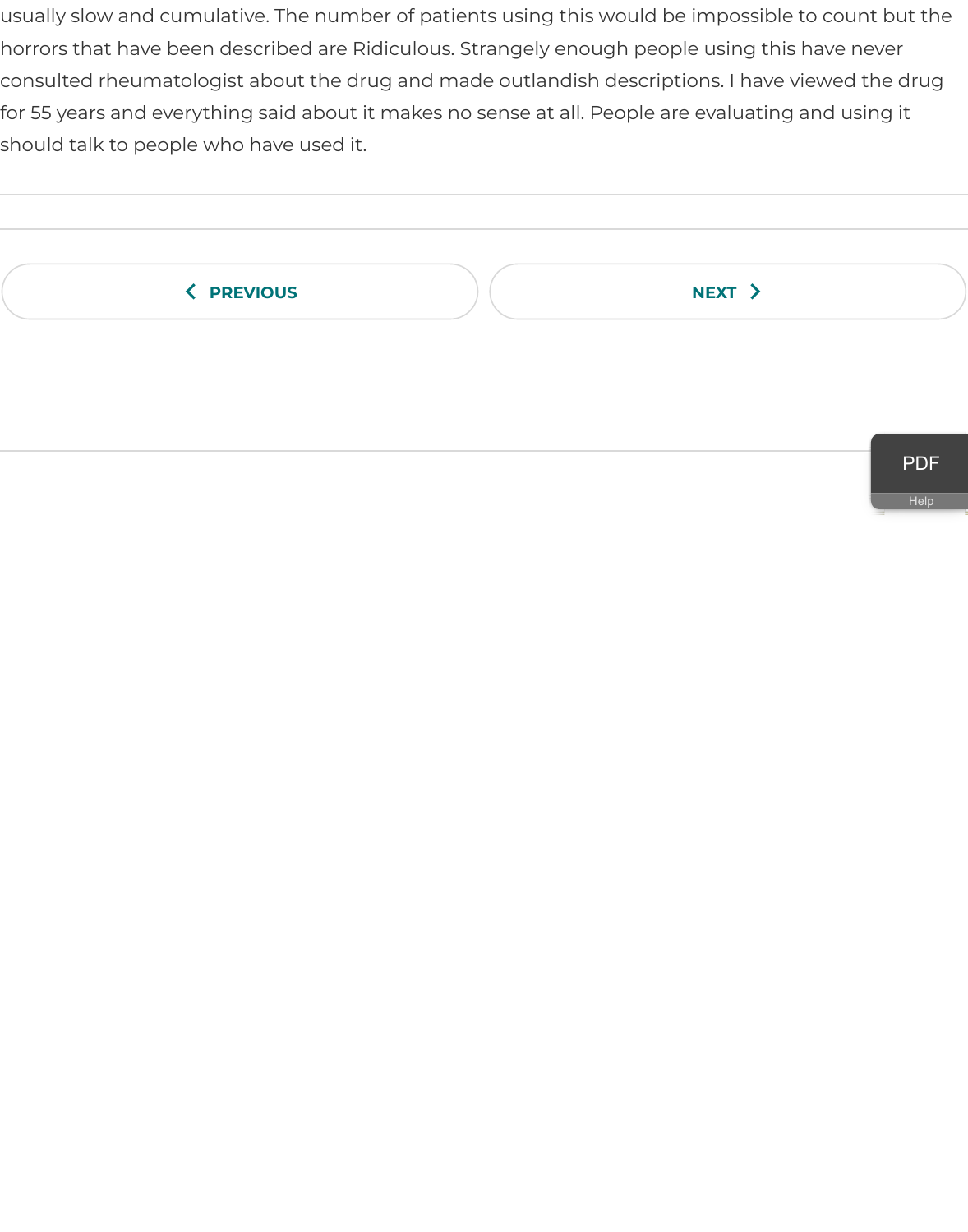usually slow and cumulative. The number of patients using this would be impossible to count but the horrors that have been described are Ridiculous. Strangely enough people using this have never consulted rheumatologist about the drug and made outlandish descriptions. I have viewed the drug for 55 years and everything said about it makes no sense at all. People are evaluating and using it should talk to people who have used it.